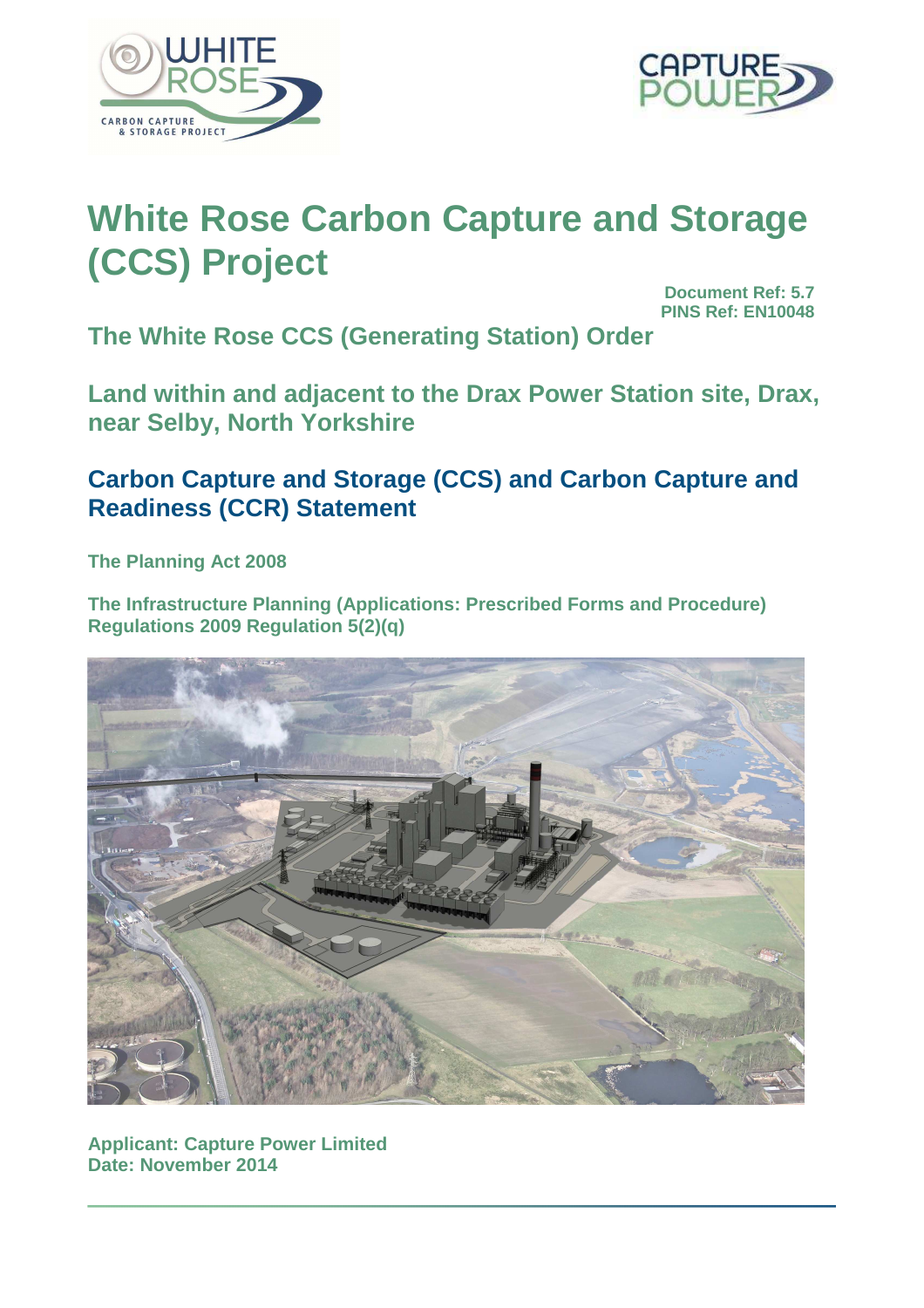# White Rose Carbon Capture and Storage (CCS) Project

**Document Ref: 5.7**
**PINS Ref: EN10048**

## The White Rose CCS (Generating Station) Order

## Land within and adjacent to the Drax Power Station site, Drax, near Selby, North Yorkshire

## Carbon Capture and Storage (CCS) and Carbon Capture and Readiness (CCR) Statement

**The Planning Act 2008**

**The Infrastructure Planning (Applications: Prescribed Forms and Procedure) Regulations 2009 Regulation 5(2)(q)**

**Applicant: Capture Power Limited**
**Date: November 2014**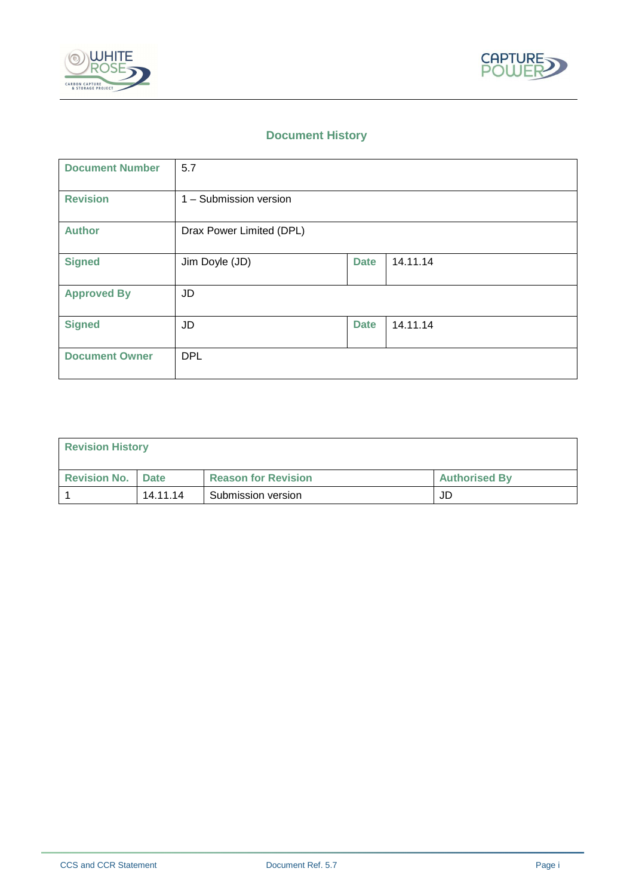## Document History

| Document Number | 5.7 | | |
|---|---|---|---|
| Revision | 1 – Submission version | | |
| Author | Drax Power Limited (DPL) | | |
| Signed | Jim Doyle (JD) | Date | 14.11.14 |
| Approved By | JD | | |
| Signed | JD | Date | 14.11.14 |
| Document Owner | DPL | | |

| Revision History | | | |
|---|---|---|---|
| Revision No. | Date | Reason for Revision | Authorised By |
| 1 | 14.11.14 | Submission version | JD |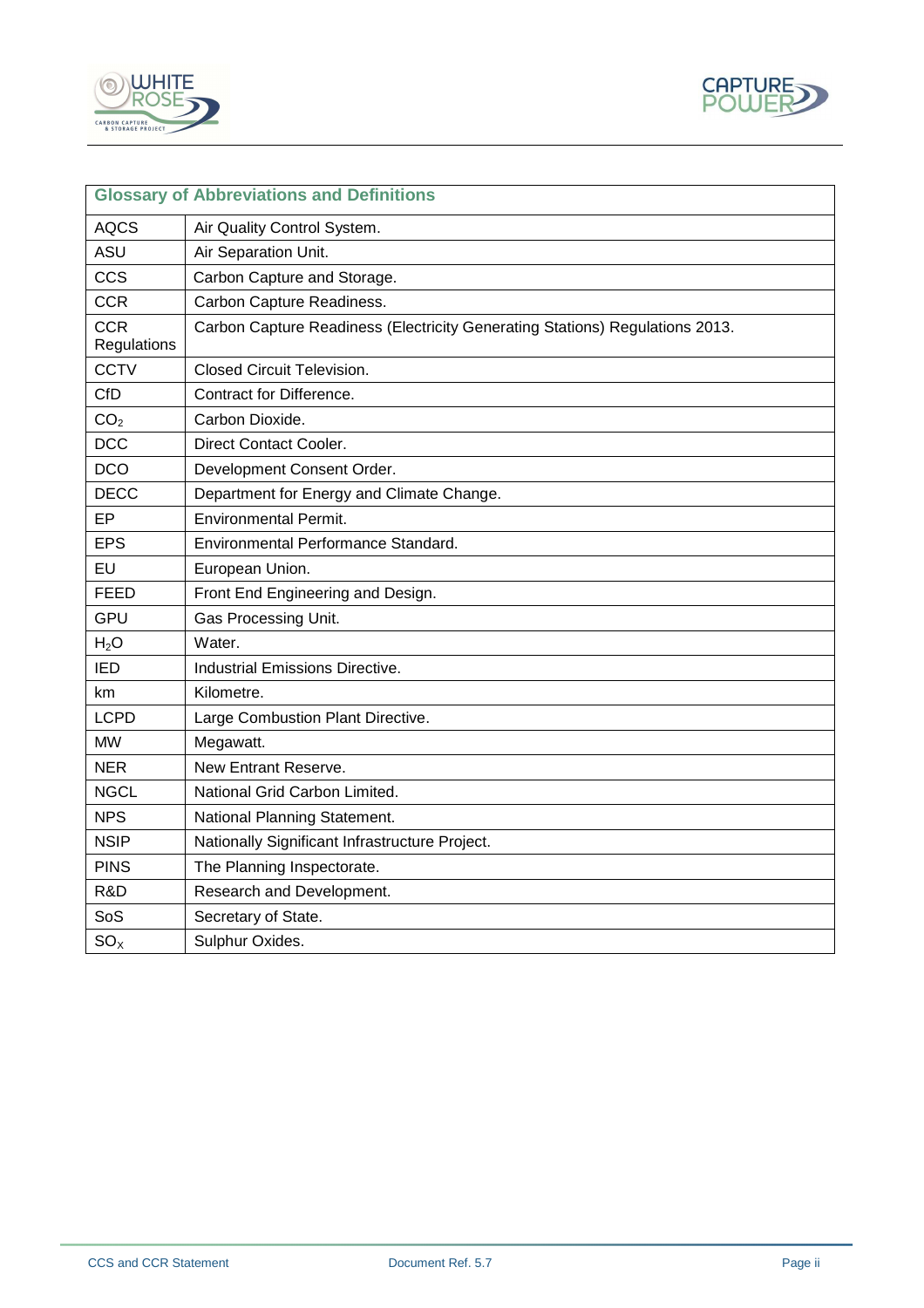| Glossary of Abbreviations and Definitions | |
|---|---|
| AQCS | Air Quality Control System. |
| ASU | Air Separation Unit. |
| CCS | Carbon Capture and Storage. |
| CCR | Carbon Capture Readiness. |
| CCR Regulations | Carbon Capture Readiness (Electricity Generating Stations) Regulations 2013. |
| CCTV | Closed Circuit Television. |
| CfD | Contract for Difference. |
| $CO_2$ | Carbon Dioxide. |
| DCC | Direct Contact Cooler. |
| DCO | Development Consent Order. |
| DECC | Department for Energy and Climate Change. |
| EP | Environmental Permit. |
| EPS | Environmental Performance Standard. |
| EU | European Union. |
| FEED | Front End Engineering and Design. |
| GPU | Gas Processing Unit. |
| $H_2O$ | Water. |
| IED | Industrial Emissions Directive. |
| km | Kilometre. |
| LCPD | Large Combustion Plant Directive. |
| MW | Megawatt. |
| NER | New Entrant Reserve. |
| NGCL | National Grid Carbon Limited. |
| NPS | National Planning Statement. |
| NSIP | Nationally Significant Infrastructure Project. |
| PINS | The Planning Inspectorate. |
| R&D | Research and Development. |
| SoS | Secretary of State. |
| $SO_X$ | Sulphur Oxides. |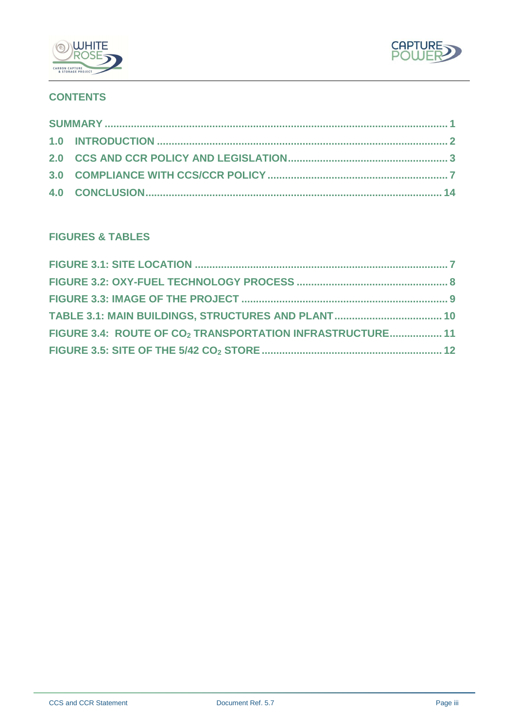## CONTENTS

| | |
|---|---|
| SUMMARY | 1 |
| 1.0 INTRODUCTION | 2 |
| 2.0 CCS AND CCR POLICY AND LEGISLATION | 3 |
| 3.0 COMPLIANCE WITH CCS/CCR POLICY | 7 |
| 4.0 CONCLUSION | 14 |

## FIGURES & TABLES

| | |
|---|---|
| FIGURE 3.1: SITE LOCATION | 7 |
| FIGURE 3.2: OXY-FUEL TECHNOLOGY PROCESS | 8 |
| FIGURE 3.3: IMAGE OF THE PROJECT | 9 |
| TABLE 3.1: MAIN BUILDINGS, STRUCTURES AND PLANT | 10 |
| FIGURE 3.4: ROUTE OF $CO_2$ TRANSPORTATION INFRASTRUCTURE | 11 |
| FIGURE 3.5: SITE OF THE 5/42 $CO_2$ STORE | 12 |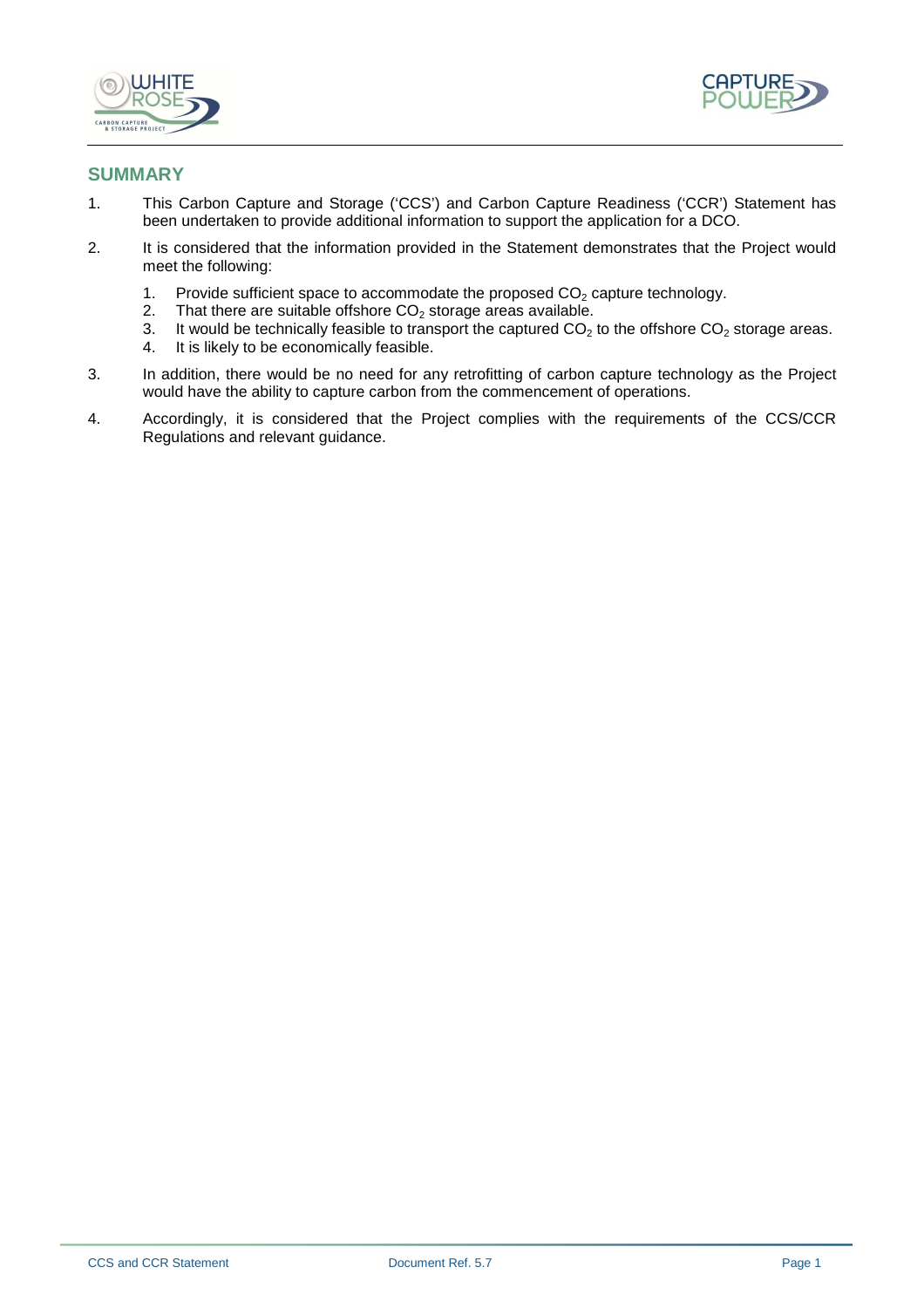## SUMMARY

1. This Carbon Capture and Storage ('CCS') and Carbon Capture Readiness ('CCR') Statement has been undertaken to provide additional information to support the application for a DCO.

2. It is considered that the information provided in the Statement demonstrates that the Project would meet the following:

   1. Provide sufficient space to accommodate the proposed $CO_2$ capture technology.
   2. That there are suitable offshore $CO_2$ storage areas available.
   3. It would be technically feasible to transport the captured $CO_2$ to the offshore $CO_2$ storage areas.
   4. It is likely to be economically feasible.

3. In addition, there would be no need for any retrofitting of carbon capture technology as the Project would have the ability to capture carbon from the commencement of operations.

4. Accordingly, it is considered that the Project complies with the requirements of the CCS/CCR Regulations and relevant guidance.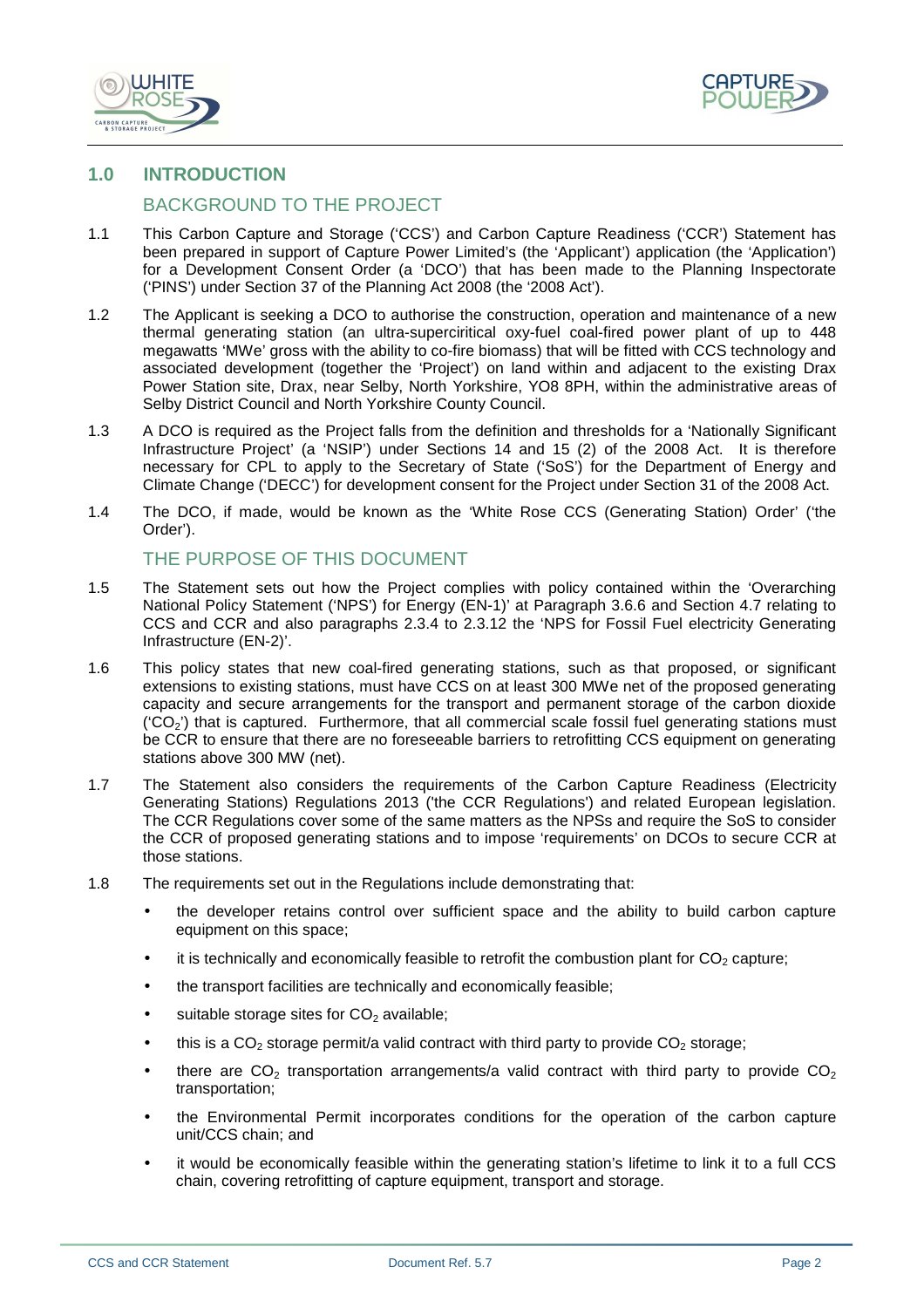# 1.0 INTRODUCTION

## BACKGROUND TO THE PROJECT

1.1 This Carbon Capture and Storage ('CCS') and Carbon Capture Readiness ('CCR') Statement has been prepared in support of Capture Power Limited's (the 'Applicant') application (the 'Application') for a Development Consent Order (a 'DCO') that has been made to the Planning Inspectorate ('PINS') under Section 37 of the Planning Act 2008 (the '2008 Act').

1.2 The Applicant is seeking a DCO to authorise the construction, operation and maintenance of a new thermal generating station (an ultra-supercritical oxy-fuel coal-fired power plant of up to 448 megawatts 'MWe' gross with the ability to co-fire biomass) that will be fitted with CCS technology and associated development (together the 'Project') on land within and adjacent to the existing Drax Power Station site, Drax, near Selby, North Yorkshire, YO8 8PH, within the administrative areas of Selby District Council and North Yorkshire County Council.

1.3 A DCO is required as the Project falls from the definition and thresholds for a 'Nationally Significant Infrastructure Project' (a 'NSIP') under Sections 14 and 15 (2) of the 2008 Act. It is therefore necessary for CPL to apply to the Secretary of State ('SoS') for the Department of Energy and Climate Change ('DECC') for development consent for the Project under Section 31 of the 2008 Act.

1.4 The DCO, if made, would be known as the 'White Rose CCS (Generating Station) Order' ('the Order').

## THE PURPOSE OF THIS DOCUMENT

1.5 The Statement sets out how the Project complies with policy contained within the 'Overarching National Policy Statement ('NPS') for Energy (EN-1)' at Paragraph 3.6.6 and Section 4.7 relating to CCS and CCR and also paragraphs 2.3.4 to 2.3.12 the 'NPS for Fossil Fuel electricity Generating Infrastructure (EN-2)'.

1.6 This policy states that new coal-fired generating stations, such as that proposed, or significant extensions to existing stations, must have CCS on at least 300 MWe net of the proposed generating capacity and secure arrangements for the transport and permanent storage of the carbon dioxide ('$CO_2$') that is captured. Furthermore, that all commercial scale fossil fuel generating stations must be CCR to ensure that there are no foreseeable barriers to retrofitting CCS equipment on generating stations above 300 MW (net).

1.7 The Statement also considers the requirements of the Carbon Capture Readiness (Electricity Generating Stations) Regulations 2013 ('the CCR Regulations') and related European legislation. The CCR Regulations cover some of the same matters as the NPSs and require the SoS to consider the CCR of proposed generating stations and to impose 'requirements' on DCOs to secure CCR at those stations.

1.8 The requirements set out in the Regulations include demonstrating that:

- the developer retains control over sufficient space and the ability to build carbon capture equipment on this space;
- it is technically and economically feasible to retrofit the combustion plant for $CO_2$ capture;
- the transport facilities are technically and economically feasible;
- suitable storage sites for $CO_2$ available;
- this is a $CO_2$ storage permit/a valid contract with third party to provide $CO_2$ storage;
- there are $CO_2$ transportation arrangements/a valid contract with third party to provide $CO_2$ transportation;
- the Environmental Permit incorporates conditions for the operation of the carbon capture unit/CCS chain; and
- it would be economically feasible within the generating station's lifetime to link it to a full CCS chain, covering retrofitting of capture equipment, transport and storage.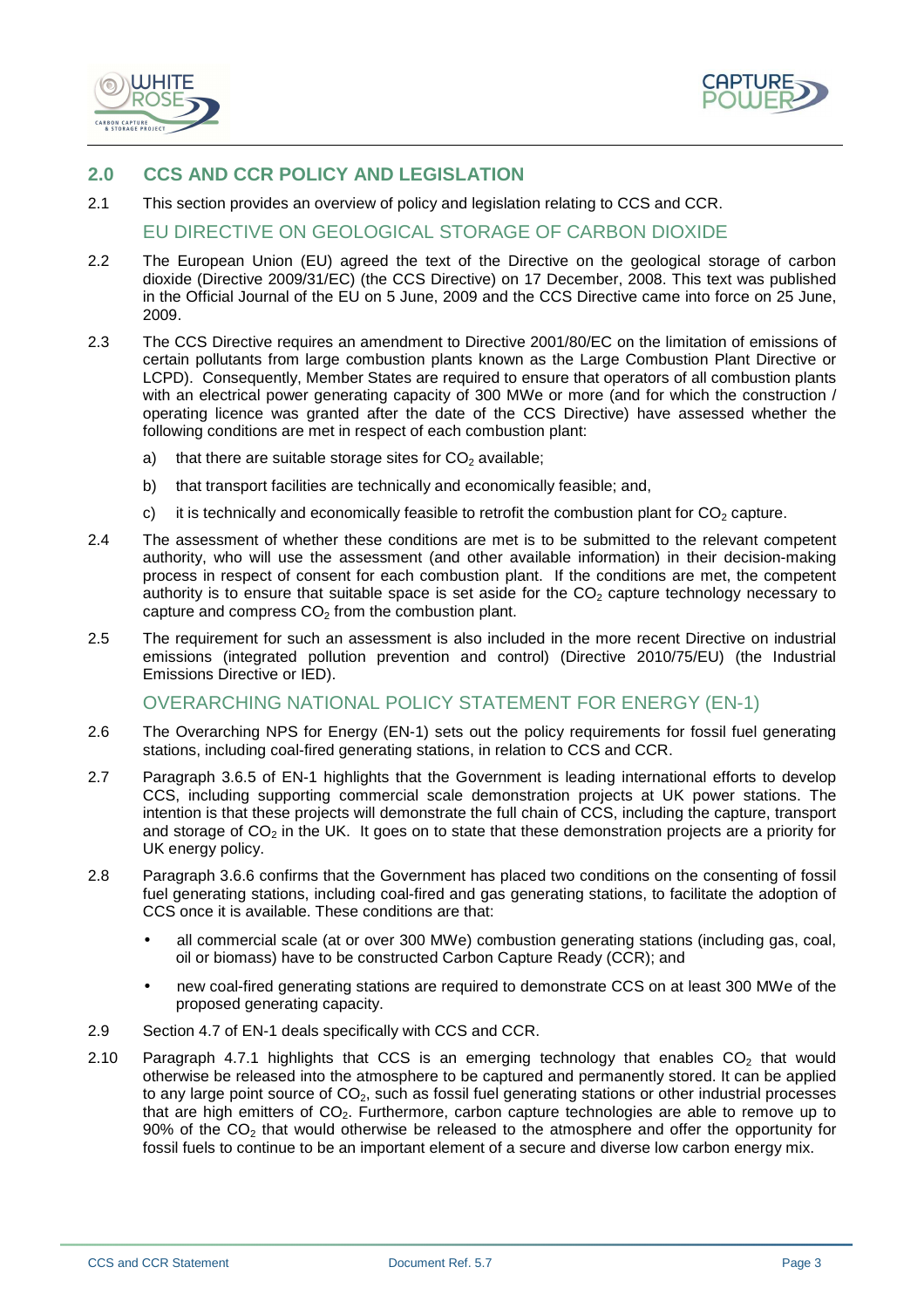## 2.0 CCS AND CCR POLICY AND LEGISLATION

2.1 This section provides an overview of policy and legislation relating to CCS and CCR.

### EU DIRECTIVE ON GEOLOGICAL STORAGE OF CARBON DIOXIDE

2.2 The European Union (EU) agreed the text of the Directive on the geological storage of carbon dioxide (Directive 2009/31/EC) (the CCS Directive) on 17 December, 2008. This text was published in the Official Journal of the EU on 5 June, 2009 and the CCS Directive came into force on 25 June, 2009.

2.3 The CCS Directive requires an amendment to Directive 2001/80/EC on the limitation of emissions of certain pollutants from large combustion plants known as the Large Combustion Plant Directive or LCPD). Consequently, Member States are required to ensure that operators of all combustion plants with an electrical power generating capacity of 300 MWe or more (and for which the construction / operating licence was granted after the date of the CCS Directive) have assessed whether the following conditions are met in respect of each combustion plant:

a) that there are suitable storage sites for $CO_2$ available;

b) that transport facilities are technically and economically feasible; and,

c) it is technically and economically feasible to retrofit the combustion plant for $CO_2$ capture.

2.4 The assessment of whether these conditions are met is to be submitted to the relevant competent authority, who will use the assessment (and other available information) in their decision-making process in respect of consent for each combustion plant. If the conditions are met, the competent authority is to ensure that suitable space is set aside for the $CO_2$ capture technology necessary to capture and compress $CO_2$ from the combustion plant.

2.5 The requirement for such an assessment is also included in the more recent Directive on industrial emissions (integrated pollution prevention and control) (Directive 2010/75/EU) (the Industrial Emissions Directive or IED).

### OVERARCHING NATIONAL POLICY STATEMENT FOR ENERGY (EN-1)

2.6 The Overarching NPS for Energy (EN-1) sets out the policy requirements for fossil fuel generating stations, including coal-fired generating stations, in relation to CCS and CCR.

2.7 Paragraph 3.6.5 of EN-1 highlights that the Government is leading international efforts to develop CCS, including supporting commercial scale demonstration projects at UK power stations. The intention is that these projects will demonstrate the full chain of CCS, including the capture, transport and storage of $CO_2$ in the UK. It goes on to state that these demonstration projects are a priority for UK energy policy.

2.8 Paragraph 3.6.6 confirms that the Government has placed two conditions on the consenting of fossil fuel generating stations, including coal-fired and gas generating stations, to facilitate the adoption of CCS once it is available. These conditions are that:

- all commercial scale (at or over 300 MWe) combustion generating stations (including gas, coal, oil or biomass) have to be constructed Carbon Capture Ready (CCR); and
- new coal-fired generating stations are required to demonstrate CCS on at least 300 MWe of the proposed generating capacity.

2.9 Section 4.7 of EN-1 deals specifically with CCS and CCR.

2.10 Paragraph 4.7.1 highlights that CCS is an emerging technology that enables $CO_2$ that would otherwise be released into the atmosphere to be captured and permanently stored. It can be applied to any large point source of $CO_2$, such as fossil fuel generating stations or other industrial processes that are high emitters of $CO_2$. Furthermore, carbon capture technologies are able to remove up to 90% of the $CO_2$ that would otherwise be released to the atmosphere and offer the opportunity for fossil fuels to continue to be an important element of a secure and diverse low carbon energy mix.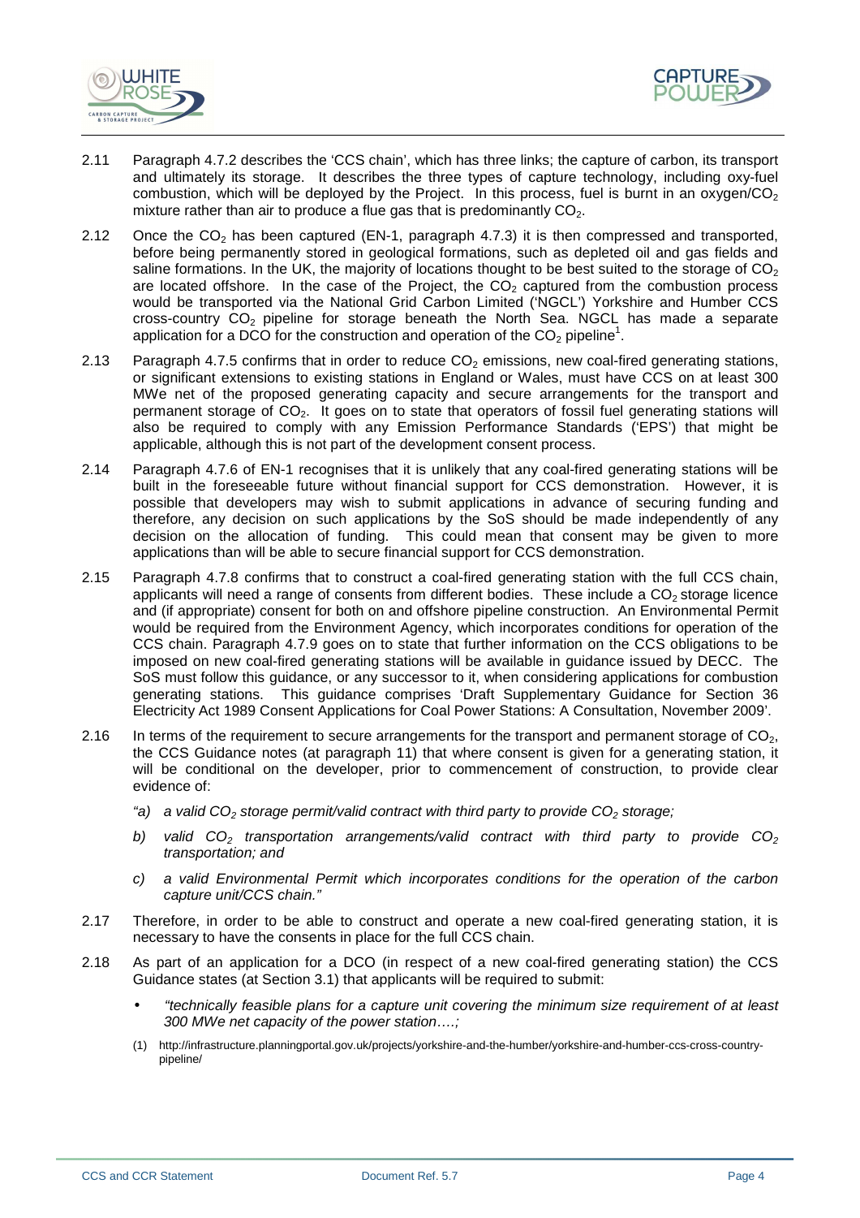2.11 Paragraph 4.7.2 describes the 'CCS chain', which has three links; the capture of carbon, its transport and ultimately its storage. It describes the three types of capture technology, including oxy-fuel combustion, which will be deployed by the Project. In this process, fuel is burnt in an oxygen/$CO_2$ mixture rather than air to produce a flue gas that is predominantly $CO_2$.

2.12 Once the $CO_2$ has been captured (EN-1, paragraph 4.7.3) it is then compressed and transported, before being permanently stored in geological formations, such as depleted oil and gas fields and saline formations. In the UK, the majority of locations thought to be best suited to the storage of $CO_2$ are located offshore. In the case of the Project, the $CO_2$ captured from the combustion process would be transported via the National Grid Carbon Limited ('NGCL') Yorkshire and Humber CCS cross-country $CO_2$ pipeline for storage beneath the North Sea. NGCL has made a separate application for a DCO for the construction and operation of the $CO_2$ pipeline[1].

2.13 Paragraph 4.7.5 confirms that in order to reduce $CO_2$ emissions, new coal-fired generating stations, or significant extensions to existing stations in England or Wales, must have CCS on at least 300 MWe net of the proposed generating capacity and secure arrangements for the transport and permanent storage of $CO_2$. It goes on to state that operators of fossil fuel generating stations will also be required to comply with any Emission Performance Standards ('EPS') that might be applicable, although this is not part of the development consent process.

2.14 Paragraph 4.7.6 of EN-1 recognises that it is unlikely that any coal-fired generating stations will be built in the foreseeable future without financial support for CCS demonstration. However, it is possible that developers may wish to submit applications in advance of securing funding and therefore, any decision on such applications by the SoS should be made independently of any decision on the allocation of funding. This could mean that consent may be given to more applications than will be able to secure financial support for CCS demonstration.

2.15 Paragraph 4.7.8 confirms that to construct a coal-fired generating station with the full CCS chain, applicants will need a range of consents from different bodies. These include a $CO_2$ storage licence and (if appropriate) consent for both on and offshore pipeline construction. An Environmental Permit would be required from the Environment Agency, which incorporates conditions for operation of the CCS chain. Paragraph 4.7.9 goes on to state that further information on the CCS obligations to be imposed on new coal-fired generating stations will be available in guidance issued by DECC. The SoS must follow this guidance, or any successor to it, when considering applications for combustion generating stations. This guidance comprises 'Draft Supplementary Guidance for Section 36 Electricity Act 1989 Consent Applications for Coal Power Stations: A Consultation, November 2009'.

2.16 In terms of the requirement to secure arrangements for the transport and permanent storage of $CO_2$, the CCS Guidance notes (at paragraph 11) that where consent is given for a generating station, it will be conditional on the developer, prior to commencement of construction, to provide clear evidence of:

*"a) a valid $CO_2$ storage permit/valid contract with third party to provide $CO_2$ storage;*

*b) valid $CO_2$ transportation arrangements/valid contract with third party to provide $CO_2$ transportation; and*

*c) a valid Environmental Permit which incorporates conditions for the operation of the carbon capture unit/CCS chain."*

2.17 Therefore, in order to be able to construct and operate a new coal-fired generating station, it is necessary to have the consents in place for the full CCS chain.

2.18 As part of an application for a DCO (in respect of a new coal-fired generating station) the CCS Guidance states (at Section 3.1) that applicants will be required to submit:

- *"technically feasible plans for a capture unit covering the minimum size requirement of at least 300 MWe net capacity of the power station….;*

(1) http://infrastructure.planningportal.gov.uk/projects/yorkshire-and-the-humber/yorkshire-and-humber-ccs-cross-country-pipeline/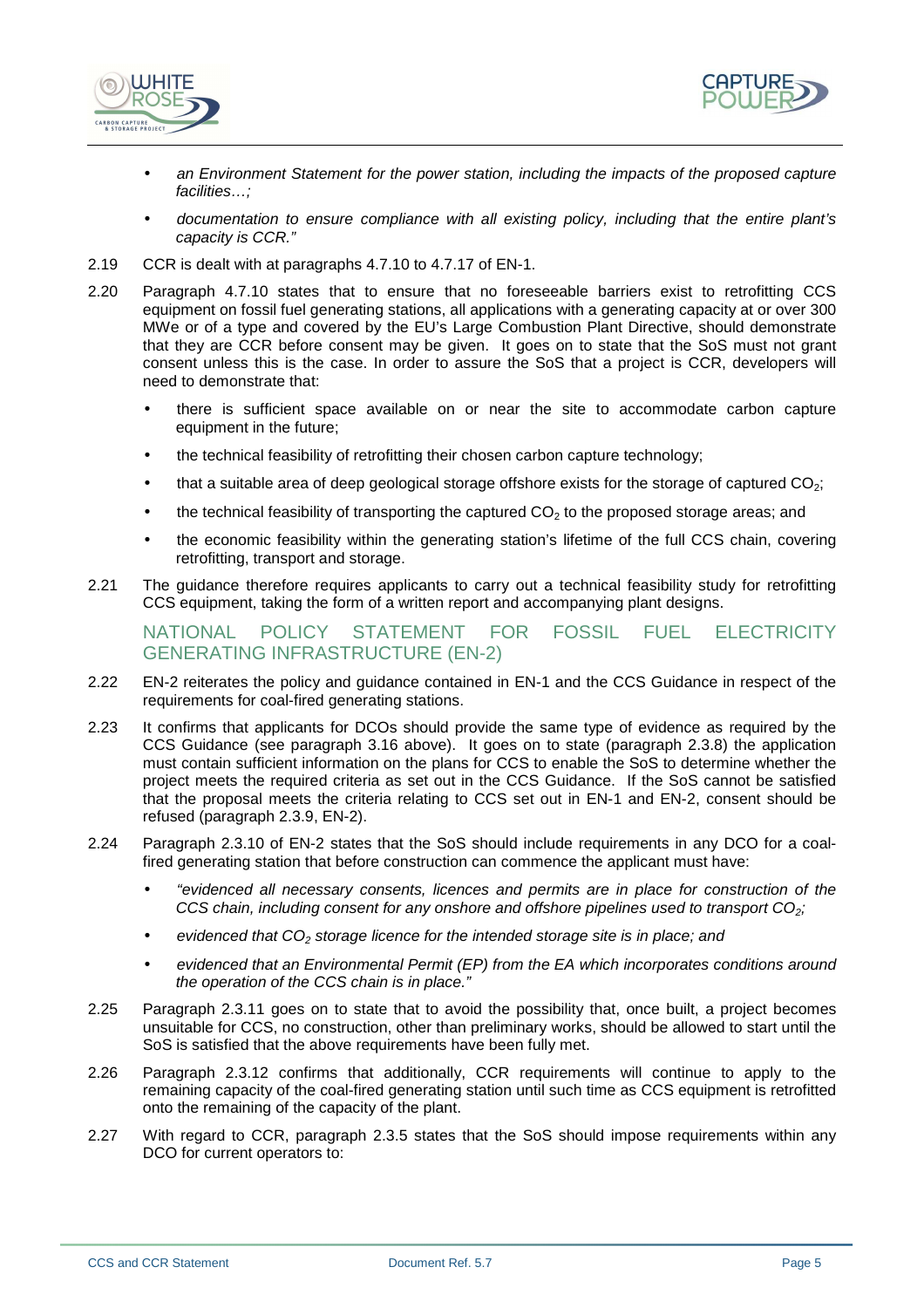- *an Environment Statement for the power station, including the impacts of the proposed capture facilities…;*
- *documentation to ensure compliance with all existing policy, including that the entire plant's capacity is CCR."*

2.19 CCR is dealt with at paragraphs 4.7.10 to 4.7.17 of EN-1.

2.20 Paragraph 4.7.10 states that to ensure that no foreseeable barriers exist to retrofitting CCS equipment on fossil fuel generating stations, all applications with a generating capacity at or over 300 MWe or of a type and covered by the EU's Large Combustion Plant Directive, should demonstrate that they are CCR before consent may be given. It goes on to state that the SoS must not grant consent unless this is the case. In order to assure the SoS that a project is CCR, developers will need to demonstrate that:

- there is sufficient space available on or near the site to accommodate carbon capture equipment in the future;
- the technical feasibility of retrofitting their chosen carbon capture technology;
- that a suitable area of deep geological storage offshore exists for the storage of captured $CO_2$;
- the technical feasibility of transporting the captured $CO_2$ to the proposed storage areas; and
- the economic feasibility within the generating station's lifetime of the full CCS chain, covering retrofitting, transport and storage.

2.21 The guidance therefore requires applicants to carry out a technical feasibility study for retrofitting CCS equipment, taking the form of a written report and accompanying plant designs.

## NATIONAL POLICY STATEMENT FOR FOSSIL FUEL ELECTRICITY GENERATING INFRASTRUCTURE (EN-2)

2.22 EN-2 reiterates the policy and guidance contained in EN-1 and the CCS Guidance in respect of the requirements for coal-fired generating stations.

2.23 It confirms that applicants for DCOs should provide the same type of evidence as required by the CCS Guidance (see paragraph 3.16 above). It goes on to state (paragraph 2.3.8) the application must contain sufficient information on the plans for CCS to enable the SoS to determine whether the project meets the required criteria as set out in the CCS Guidance. If the SoS cannot be satisfied that the proposal meets the criteria relating to CCS set out in EN-1 and EN-2, consent should be refused (paragraph 2.3.9, EN-2).

2.24 Paragraph 2.3.10 of EN-2 states that the SoS should include requirements in any DCO for a coal-fired generating station that before construction can commence the applicant must have:

- *"evidenced all necessary consents, licences and permits are in place for construction of the CCS chain, including consent for any onshore and offshore pipelines used to transport $CO_2$;*
- *evidenced that $CO_2$ storage licence for the intended storage site is in place; and*
- *evidenced that an Environmental Permit (EP) from the EA which incorporates conditions around the operation of the CCS chain is in place."*

2.25 Paragraph 2.3.11 goes on to state that to avoid the possibility that, once built, a project becomes unsuitable for CCS, no construction, other than preliminary works, should be allowed to start until the SoS is satisfied that the above requirements have been fully met.

2.26 Paragraph 2.3.12 confirms that additionally, CCR requirements will continue to apply to the remaining capacity of the coal-fired generating station until such time as CCS equipment is retrofitted onto the remaining of the capacity of the plant.

2.27 With regard to CCR, paragraph 2.3.5 states that the SoS should impose requirements within any DCO for current operators to: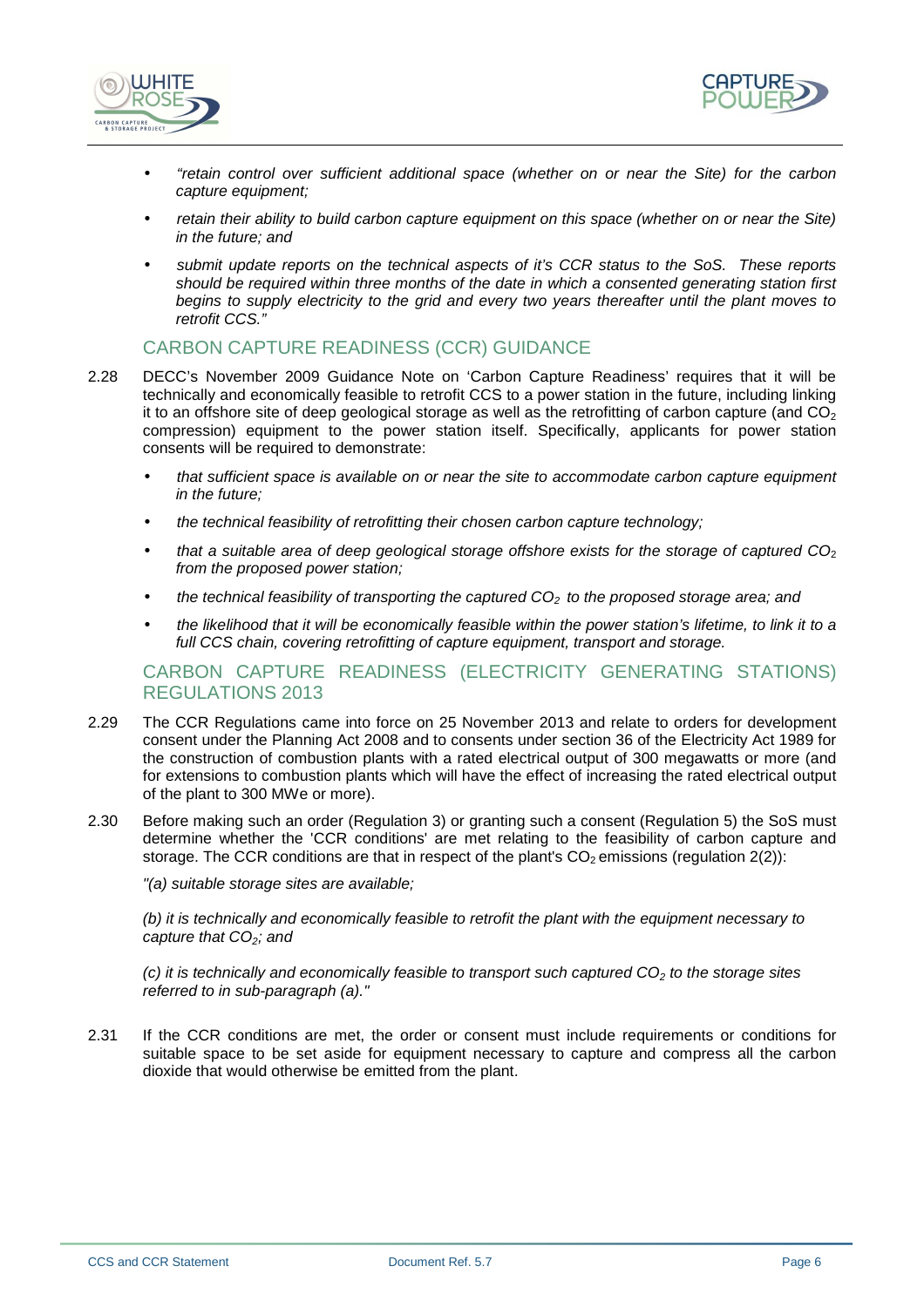- *"retain control over sufficient additional space (whether on or near the Site) for the carbon capture equipment;*
- *retain their ability to build carbon capture equipment on this space (whether on or near the Site) in the future; and*
- *submit update reports on the technical aspects of it's CCR status to the SoS. These reports should be required within three months of the date in which a consented generating station first begins to supply electricity to the grid and every two years thereafter until the plant moves to retrofit CCS."*

## CARBON CAPTURE READINESS (CCR) GUIDANCE

2.28 DECC's November 2009 Guidance Note on 'Carbon Capture Readiness' requires that it will be technically and economically feasible to retrofit CCS to a power station in the future, including linking it to an offshore site of deep geological storage as well as the retrofitting of carbon capture (and $CO_2$ compression) equipment to the power station itself. Specifically, applicants for power station consents will be required to demonstrate:

- *that sufficient space is available on or near the site to accommodate carbon capture equipment in the future;*
- *the technical feasibility of retrofitting their chosen carbon capture technology;*
- *that a suitable area of deep geological storage offshore exists for the storage of captured $CO_2$ from the proposed power station;*
- *the technical feasibility of transporting the captured $CO_2$ to the proposed storage area; and*
- *the likelihood that it will be economically feasible within the power station's lifetime, to link it to a full CCS chain, covering retrofitting of capture equipment, transport and storage.*

## CARBON CAPTURE READINESS (ELECTRICITY GENERATING STATIONS) REGULATIONS 2013

2.29 The CCR Regulations came into force on 25 November 2013 and relate to orders for development consent under the Planning Act 2008 and to consents under section 36 of the Electricity Act 1989 for the construction of combustion plants with a rated electrical output of 300 megawatts or more (and for extensions to combustion plants which will have the effect of increasing the rated electrical output of the plant to 300 MWe or more).

2.30 Before making such an order (Regulation 3) or granting such a consent (Regulation 5) the SoS must determine whether the 'CCR conditions' are met relating to the feasibility of carbon capture and storage. The CCR conditions are that in respect of the plant's $CO_2$ emissions (regulation 2(2)):

*"(a) suitable storage sites are available;*

*(b) it is technically and economically feasible to retrofit the plant with the equipment necessary to capture that $CO_2$; and*

*(c) it is technically and economically feasible to transport such captured $CO_2$ to the storage sites referred to in sub-paragraph (a)."*

2.31 If the CCR conditions are met, the order or consent must include requirements or conditions for suitable space to be set aside for equipment necessary to capture and compress all the carbon dioxide that would otherwise be emitted from the plant.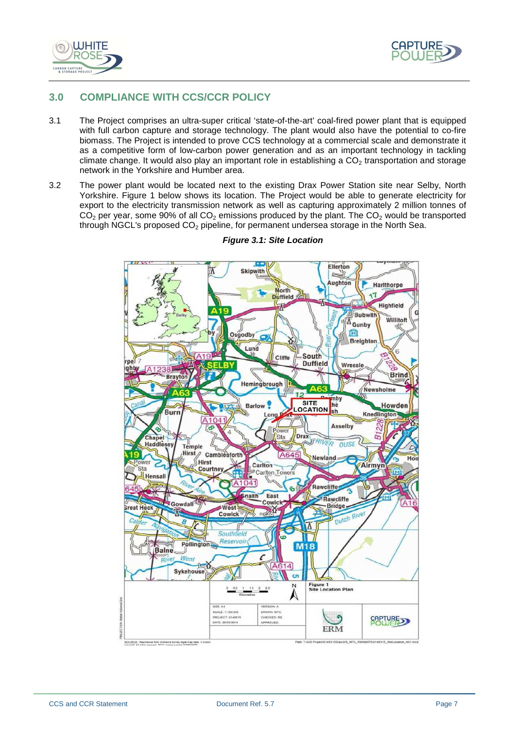## 3.0 COMPLIANCE WITH CCS/CCR POLICY

3.1 The Project comprises an ultra-super critical 'state-of-the-art' coal-fired power plant that is equipped with full carbon capture and storage technology. The plant would also have the potential to co-fire biomass. The Project is intended to prove CCS technology at a commercial scale and demonstrate it as a competitive form of low-carbon power generation and as an important technology in tackling climate change. It would also play an important role in establishing a $CO_2$ transportation and storage network in the Yorkshire and Humber area.

3.2 The power plant would be located next to the existing Drax Power Station site near Selby, North Yorkshire. Figure 1 below shows its location. The Project would be able to generate electricity for export to the electricity transmission network as well as capturing approximately 2 million tonnes of $CO_2$ per year, some 90% of all $CO_2$ emissions produced by the plant. The $CO_2$ would be transported through NGCL's proposed $CO_2$ pipeline, for permanent undersea storage in the North Sea.

***Figure 3.1: Site Location***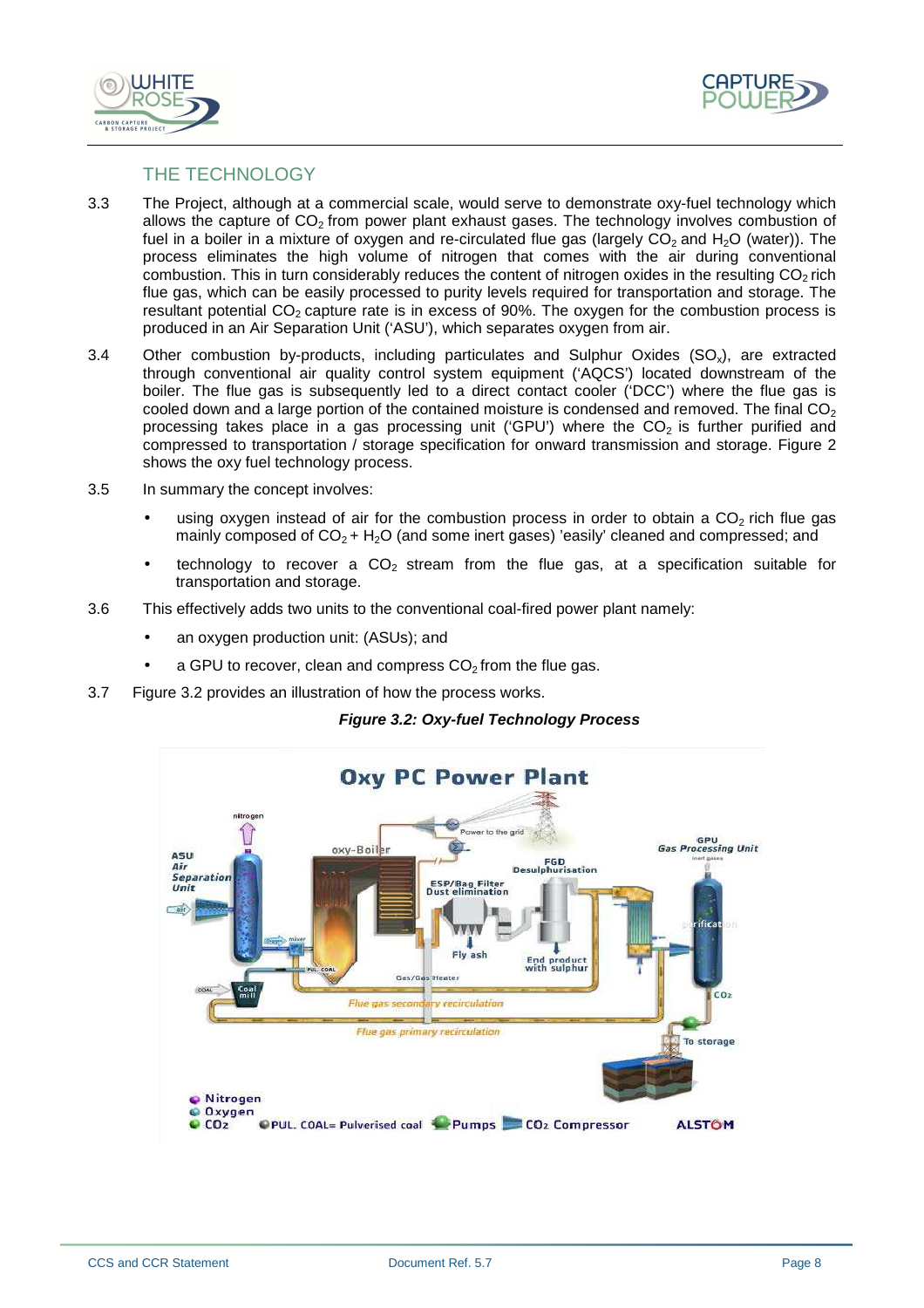## THE TECHNOLOGY

3.3 The Project, although at a commercial scale, would serve to demonstrate oxy-fuel technology which allows the capture of $CO_2$ from power plant exhaust gases. The technology involves combustion of fuel in a boiler in a mixture of oxygen and re-circulated flue gas (largely $CO_2$ and $H_2O$ (water)). The process eliminates the high volume of nitrogen that comes with the air during conventional combustion. This in turn considerably reduces the content of nitrogen oxides in the resulting $CO_2$ rich flue gas, which can be easily processed to purity levels required for transportation and storage. The resultant potential $CO_2$ capture rate is in excess of 90%. The oxygen for the combustion process is produced in an Air Separation Unit ('ASU'), which separates oxygen from air.

3.4 Other combustion by-products, including particulates and Sulphur Oxides ($SO_x$), are extracted through conventional air quality control system equipment ('AQCS') located downstream of the boiler. The flue gas is subsequently led to a direct contact cooler ('DCC') where the flue gas is cooled down and a large portion of the contained moisture is condensed and removed. The final $CO_2$ processing takes place in a gas processing unit ('GPU') where the $CO_2$ is further purified and compressed to transportation / storage specification for onward transmission and storage. Figure 2 shows the oxy fuel technology process.

3.5 In summary the concept involves:

- using oxygen instead of air for the combustion process in order to obtain a $CO_2$ rich flue gas mainly composed of $CO_2 + H_2O$ (and some inert gases) 'easily' cleaned and compressed; and
- technology to recover a $CO_2$ stream from the flue gas, at a specification suitable for transportation and storage.

3.6 This effectively adds two units to the conventional coal-fired power plant namely:

- an oxygen production unit: (ASUs); and
- a GPU to recover, clean and compress $CO_2$ from the flue gas.

3.7 Figure 3.2 provides an illustration of how the process works.

***Figure 3.2: Oxy-fuel Technology Process***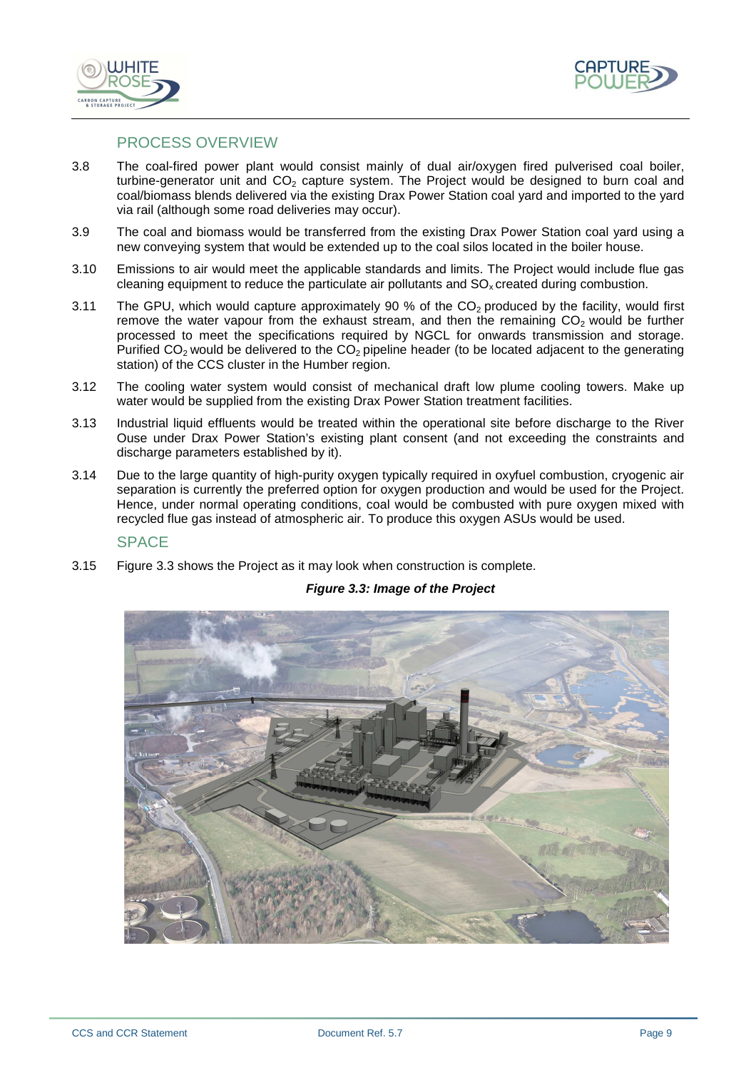## PROCESS OVERVIEW

3.8 The coal-fired power plant would consist mainly of dual air/oxygen fired pulverised coal boiler, turbine-generator unit and $CO_2$ capture system. The Project would be designed to burn coal and coal/biomass blends delivered via the existing Drax Power Station coal yard and imported to the yard via rail (although some road deliveries may occur).

3.9 The coal and biomass would be transferred from the existing Drax Power Station coal yard using a new conveying system that would be extended up to the coal silos located in the boiler house.

3.10 Emissions to air would meet the applicable standards and limits. The Project would include flue gas cleaning equipment to reduce the particulate air pollutants and $SO_x$ created during combustion.

3.11 The GPU, which would capture approximately 90 % of the $CO_2$ produced by the facility, would first remove the water vapour from the exhaust stream, and then the remaining $CO_2$ would be further processed to meet the specifications required by NGCL for onwards transmission and storage. Purified $CO_2$ would be delivered to the $CO_2$ pipeline header (to be located adjacent to the generating station) of the CCS cluster in the Humber region.

3.12 The cooling water system would consist of mechanical draft low plume cooling towers. Make up water would be supplied from the existing Drax Power Station treatment facilities.

3.13 Industrial liquid effluents would be treated within the operational site before discharge to the River Ouse under Drax Power Station's existing plant consent (and not exceeding the constraints and discharge parameters established by it).

3.14 Due to the large quantity of high-purity oxygen typically required in oxyfuel combustion, cryogenic air separation is currently the preferred option for oxygen production and would be used for the Project. Hence, under normal operating conditions, coal would be combusted with pure oxygen mixed with recycled flue gas instead of atmospheric air. To produce this oxygen ASUs would be used.

## SPACE

3.15 Figure 3.3 shows the Project as it may look when construction is complete.

***Figure 3.3: Image of the Project***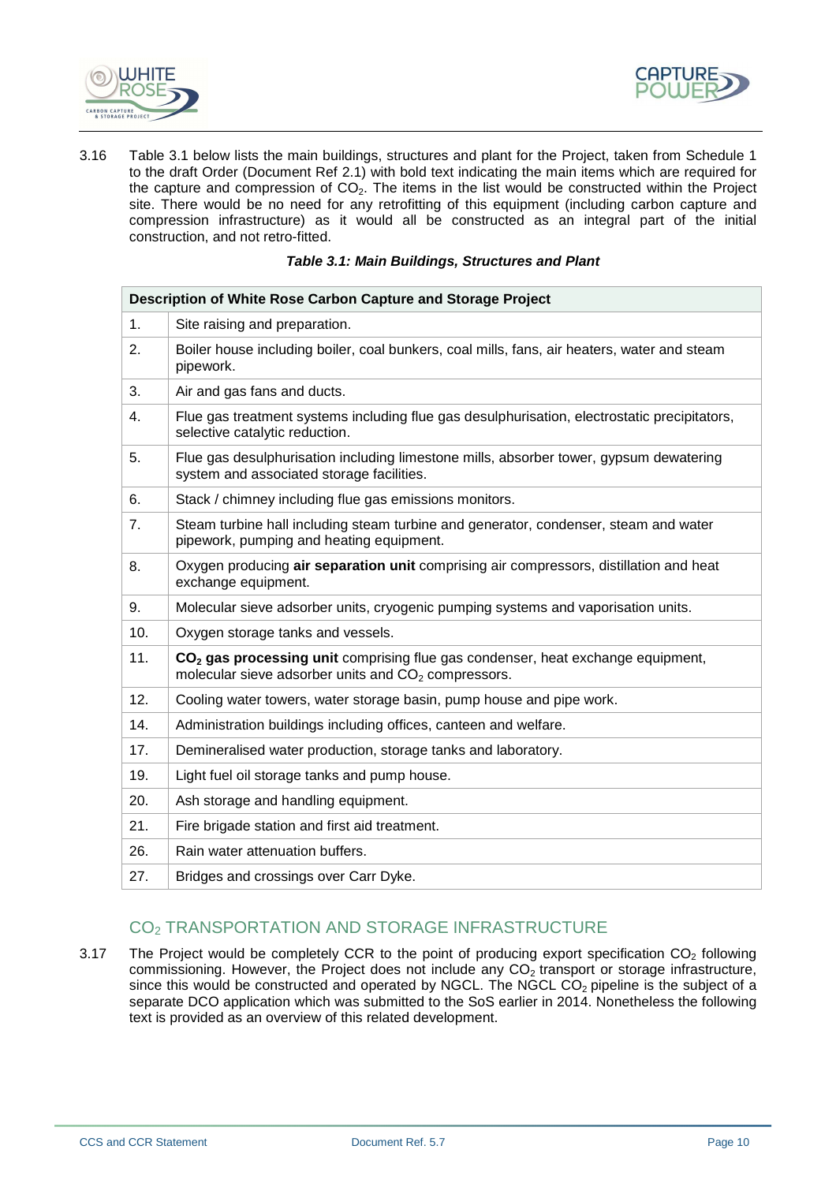3.16 Table 3.1 below lists the main buildings, structures and plant for the Project, taken from Schedule 1 to the draft Order (Document Ref 2.1) with bold text indicating the main items which are required for the capture and compression of $CO_2$. The items in the list would be constructed within the Project site. There would be no need for any retrofitting of this equipment (including carbon capture and compression infrastructure) as it would all be constructed as an integral part of the initial construction, and not retro-fitted.

***Table 3.1: Main Buildings, Structures and Plant***

| **Description of White Rose Carbon Capture and Storage Project** | |
|---|---|
| 1. | Site raising and preparation. |
| 2. | Boiler house including boiler, coal bunkers, coal mills, fans, air heaters, water and steam pipework. |
| 3. | Air and gas fans and ducts. |
| 4. | Flue gas treatment systems including flue gas desulphurisation, electrostatic precipitators, selective catalytic reduction. |
| 5. | Flue gas desulphurisation including limestone mills, absorber tower, gypsum dewatering system and associated storage facilities. |
| 6. | Stack / chimney including flue gas emissions monitors. |
| 7. | Steam turbine hall including steam turbine and generator, condenser, steam and water pipework, pumping and heating equipment. |
| 8. | Oxygen producing **air separation unit** comprising air compressors, distillation and heat exchange equipment. |
| 9. | Molecular sieve adsorber units, cryogenic pumping systems and vaporisation units. |
| 10. | Oxygen storage tanks and vessels. |
| 11. | **$CO_2$ gas processing unit** comprising flue gas condenser, heat exchange equipment, molecular sieve adsorber units and $CO_2$ compressors. |
| 12. | Cooling water towers, water storage basin, pump house and pipe work. |
| 14. | Administration buildings including offices, canteen and welfare. |
| 17. | Demineralised water production, storage tanks and laboratory. |
| 19. | Light fuel oil storage tanks and pump house. |
| 20. | Ash storage and handling equipment. |
| 21. | Fire brigade station and first aid treatment. |
| 26. | Rain water attenuation buffers. |
| 27. | Bridges and crossings over Carr Dyke. |

## $CO_2$ TRANSPORTATION AND STORAGE INFRASTRUCTURE

3.17 The Project would be completely CCR to the point of producing export specification $CO_2$ following commissioning. However, the Project does not include any $CO_2$ transport or storage infrastructure, since this would be constructed and operated by NGCL. The NGCL $CO_2$ pipeline is the subject of a separate DCO application which was submitted to the SoS earlier in 2014. Nonetheless the following text is provided as an overview of this related development.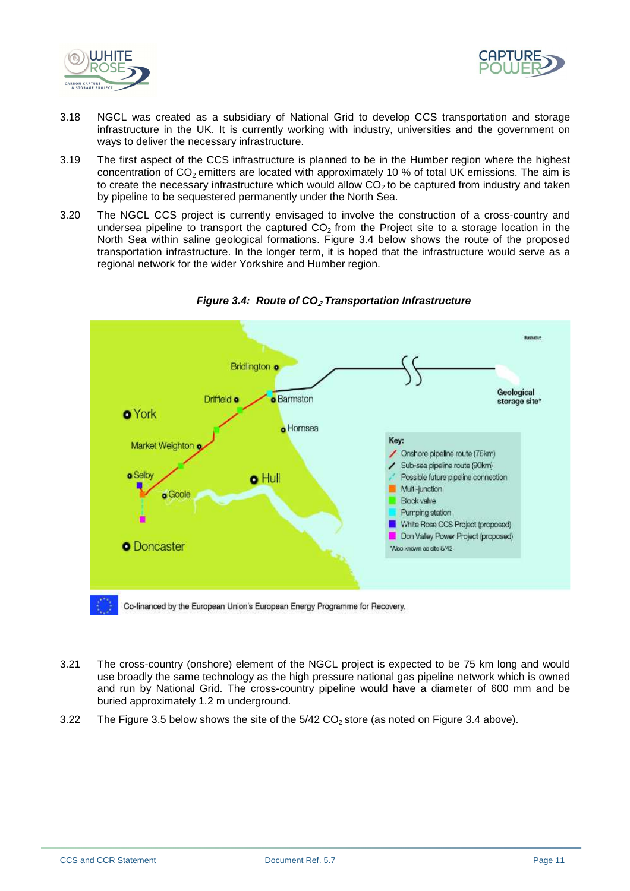3.18 NGCL was created as a subsidiary of National Grid to develop CCS transportation and storage infrastructure in the UK. It is currently working with industry, universities and the government on ways to deliver the necessary infrastructure.

3.19 The first aspect of the CCS infrastructure is planned to be in the Humber region where the highest concentration of $CO_2$ emitters are located with approximately 10 % of total UK emissions. The aim is to create the necessary infrastructure which would allow $CO_2$ to be captured from industry and taken by pipeline to be sequestered permanently under the North Sea.

3.20 The NGCL CCS project is currently envisaged to involve the construction of a cross-country and undersea pipeline to transport the captured $CO_2$ from the Project site to a storage location in the North Sea within saline geological formations. Figure 3.4 below shows the route of the proposed transportation infrastructure. In the longer term, it is hoped that the infrastructure would serve as a regional network for the wider Yorkshire and Humber region.

***Figure 3.4: Route of $CO_2$ Transportation Infrastructure***

Illustrative

Bridlington, Driffield, Barmston, York, Hornsea, Market Weighton, Selby, Hull, Goole, Doncaster

Geological storage site*

Key:
- Onshore pipeline route (75km)
- Sub-sea pipeline route (90km)
- Possible future pipeline connection
- Multi-junction
- Block valve
- Pumping station
- White Rose CCS Project (proposed)
- Don Valley Power Project (proposed)

*Also known as site 5/42

Co-financed by the European Union's European Energy Programme for Recovery.

3.21 The cross-country (onshore) element of the NGCL project is expected to be 75 km long and would use broadly the same technology as the high pressure national gas pipeline network which is owned and run by National Grid. The cross-country pipeline would have a diameter of 600 mm and be buried approximately 1.2 m underground.

3.22 The Figure 3.5 below shows the site of the 5/42 $CO_2$ store (as noted on Figure 3.4 above).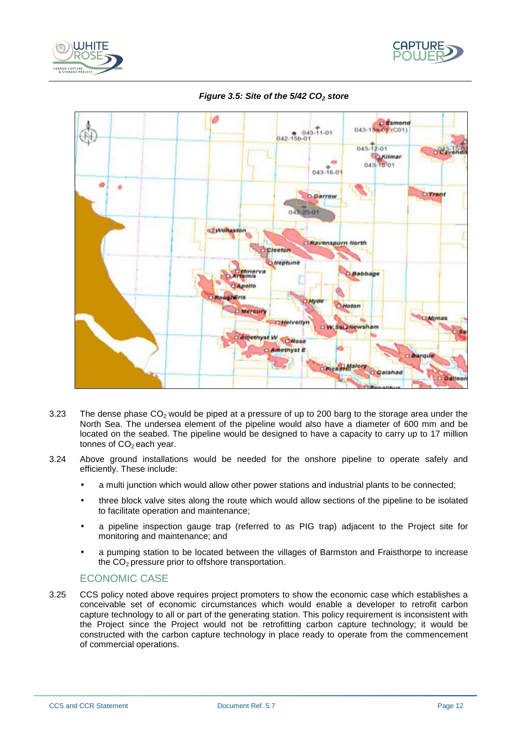***Figure 3.5: Site of the 5/42 $CO_2$ store***

3.23 The dense phase $CO_2$ would be piped at a pressure of up to 200 barg to the storage area under the North Sea. The undersea element of the pipeline would also have a diameter of 600 mm and be located on the seabed. The pipeline would be designed to have a capacity to carry up to 17 million tonnes of $CO_2$ each year.

3.24 Above ground installations would be needed for the onshore pipeline to operate safely and efficiently. These include:

- a multi junction which would allow other power stations and industrial plants to be connected;
- three block valve sites along the route which would allow sections of the pipeline to be isolated to facilitate operation and maintenance;
- a pipeline inspection gauge trap (referred to as PIG trap) adjacent to the Project site for monitoring and maintenance; and
- a pumping station to be located between the villages of Barmston and Fraisthorpe to increase the $CO_2$ pressure prior to offshore transportation.

## ECONOMIC CASE

3.25 CCS policy noted above requires project promoters to show the economic case which establishes a conceivable set of economic circumstances which would enable a developer to retrofit carbon capture technology to all or part of the generating station. This policy requirement is inconsistent with the Project since the Project would not be retrofitting carbon capture technology; it would be constructed with the carbon capture technology in place ready to operate from the commencement of commercial operations.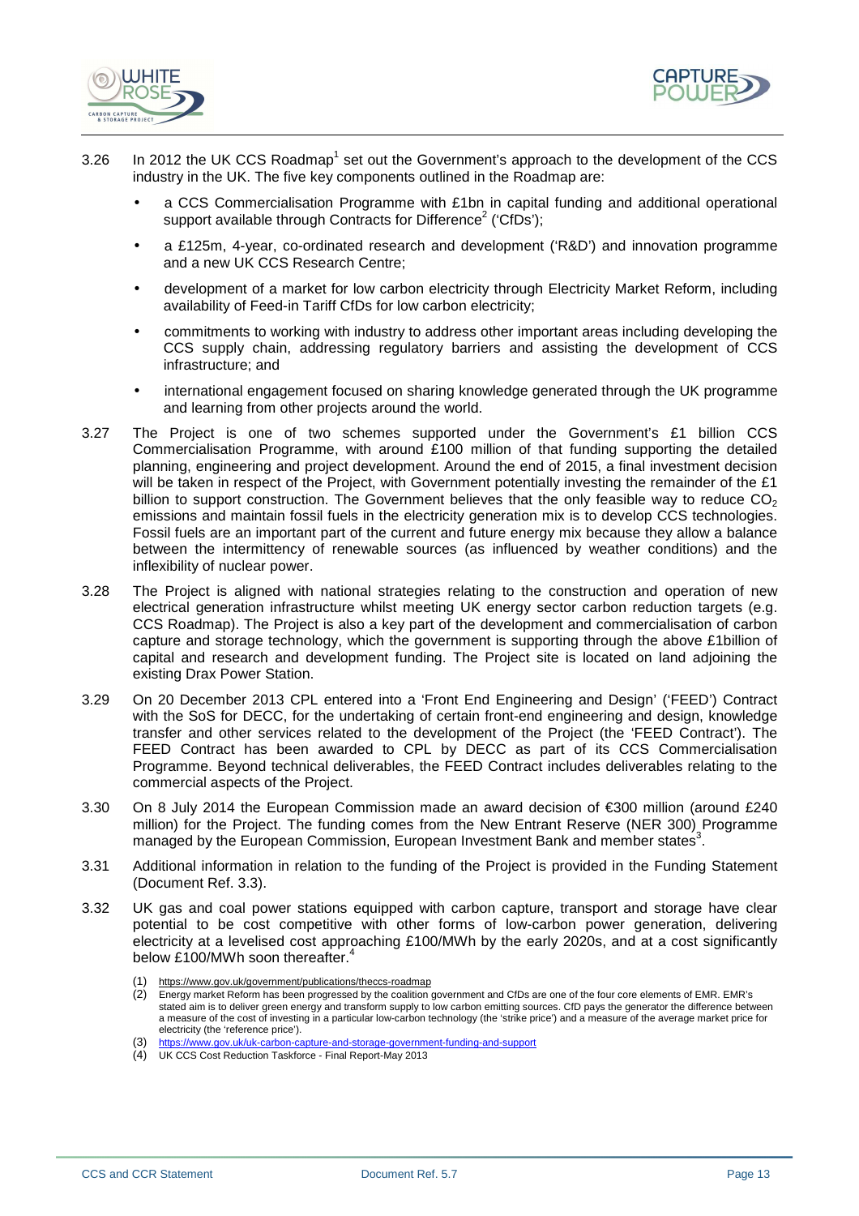3.26 In 2012 the UK CCS Roadmap[1] set out the Government's approach to the development of the CCS industry in the UK. The five key components outlined in the Roadmap are:

- a CCS Commercialisation Programme with £1bn in capital funding and additional operational support available through Contracts for Difference[2] ('CfDs');
- a £125m, 4-year, co-ordinated research and development ('R&D') and innovation programme and a new UK CCS Research Centre;
- development of a market for low carbon electricity through Electricity Market Reform, including availability of Feed-in Tariff CfDs for low carbon electricity;
- commitments to working with industry to address other important areas including developing the CCS supply chain, addressing regulatory barriers and assisting the development of CCS infrastructure; and
- international engagement focused on sharing knowledge generated through the UK programme and learning from other projects around the world.

3.27 The Project is one of two schemes supported under the Government's £1 billion CCS Commercialisation Programme, with around £100 million of that funding supporting the detailed planning, engineering and project development. Around the end of 2015, a final investment decision will be taken in respect of the Project, with Government potentially investing the remainder of the £1 billion to support construction. The Government believes that the only feasible way to reduce $CO_2$ emissions and maintain fossil fuels in the electricity generation mix is to develop CCS technologies. Fossil fuels are an important part of the current and future energy mix because they allow a balance between the intermittency of renewable sources (as influenced by weather conditions) and the inflexibility of nuclear power.

3.28 The Project is aligned with national strategies relating to the construction and operation of new electrical generation infrastructure whilst meeting UK energy sector carbon reduction targets (e.g. CCS Roadmap). The Project is also a key part of the development and commercialisation of carbon capture and storage technology, which the government is supporting through the above £1billion of capital and research and development funding. The Project site is located on land adjoining the existing Drax Power Station.

3.29 On 20 December 2013 CPL entered into a 'Front End Engineering and Design' ('FEED') Contract with the SoS for DECC, for the undertaking of certain front-end engineering and design, knowledge transfer and other services related to the development of the Project (the 'FEED Contract'). The FEED Contract has been awarded to CPL by DECC as part of its CCS Commercialisation Programme. Beyond technical deliverables, the FEED Contract includes deliverables relating to the commercial aspects of the Project.

3.30 On 8 July 2014 the European Commission made an award decision of €300 million (around £240 million) for the Project. The funding comes from the New Entrant Reserve (NER 300) Programme managed by the European Commission, European Investment Bank and member states[3].

3.31 Additional information in relation to the funding of the Project is provided in the Funding Statement (Document Ref. 3.3).

3.32 UK gas and coal power stations equipped with carbon capture, transport and storage have clear potential to be cost competitive with other forms of low-carbon power generation, delivering electricity at a levelised cost approaching £100/MWh by the early 2020s, and at a cost significantly below £100/MWh soon thereafter.[4]

(1) https://www.gov.uk/government/publications/theccs-roadmap
(2) Energy market Reform has been progressed by the coalition government and CfDs are one of the four core elements of EMR. EMR's stated aim is to deliver green energy and transform supply to low carbon emitting sources. CfD pays the generator the difference between a measure of the cost of investing in a particular low-carbon technology (the 'strike price') and a measure of the average market price for electricity (the 'reference price').
(3) https://www.gov.uk/uk-carbon-capture-and-storage-government-funding-and-support
(4) UK CCS Cost Reduction Taskforce - Final Report-May 2013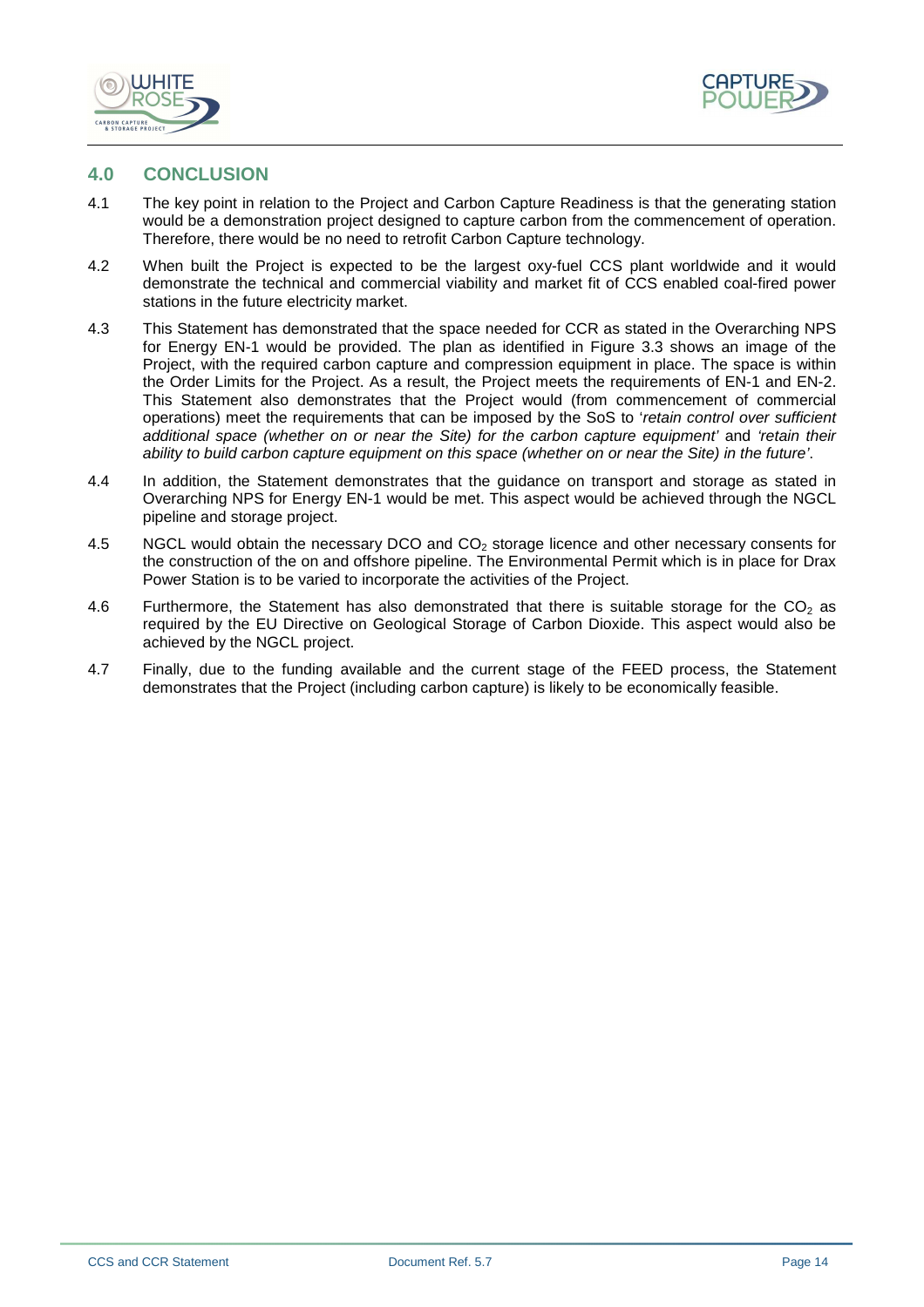## 4.0 CONCLUSION

4.1 The key point in relation to the Project and Carbon Capture Readiness is that the generating station would be a demonstration project designed to capture carbon from the commencement of operation. Therefore, there would be no need to retrofit Carbon Capture technology.

4.2 When built the Project is expected to be the largest oxy-fuel CCS plant worldwide and it would demonstrate the technical and commercial viability and market fit of CCS enabled coal-fired power stations in the future electricity market.

4.3 This Statement has demonstrated that the space needed for CCR as stated in the Overarching NPS for Energy EN-1 would be provided. The plan as identified in Figure 3.3 shows an image of the Project, with the required carbon capture and compression equipment in place. The space is within the Order Limits for the Project. As a result, the Project meets the requirements of EN-1 and EN-2. This Statement also demonstrates that the Project would (from commencement of commercial operations) meet the requirements that can be imposed by the SoS to '*retain control over sufficient additional space (whether on or near the Site) for the carbon capture equipment*' and *'retain their ability to build carbon capture equipment on this space (whether on or near the Site) in the future'*.

4.4 In addition, the Statement demonstrates that the guidance on transport and storage as stated in Overarching NPS for Energy EN-1 would be met. This aspect would be achieved through the NGCL pipeline and storage project.

4.5 NGCL would obtain the necessary DCO and $CO_2$ storage licence and other necessary consents for the construction of the on and offshore pipeline. The Environmental Permit which is in place for Drax Power Station is to be varied to incorporate the activities of the Project.

4.6 Furthermore, the Statement has also demonstrated that there is suitable storage for the $CO_2$ as required by the EU Directive on Geological Storage of Carbon Dioxide. This aspect would also be achieved by the NGCL project.

4.7 Finally, due to the funding available and the current stage of the FEED process, the Statement demonstrates that the Project (including carbon capture) is likely to be economically feasible.